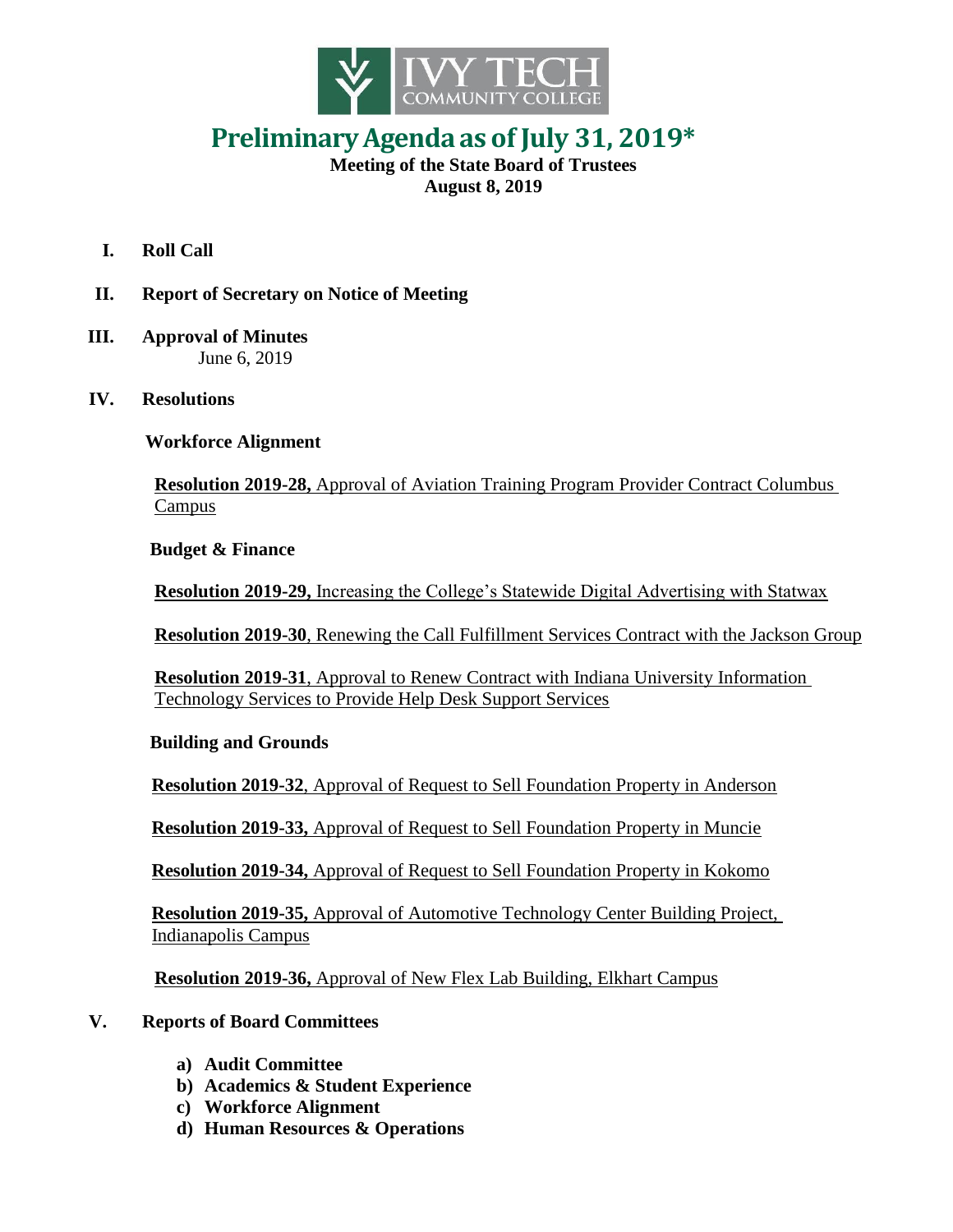# Preliminary Agenda as of July 31, 2019*

**Meeting of the State Board of Trustees**
**August 8, 2019**

**I. Roll Call**

**II. Report of Secretary on Notice of Meeting**

**III. Approval of Minutes**
June 6, 2019

**IV. Resolutions**

**Workforce Alignment**

**Resolution 2019-28,** Approval of Aviation Training Program Provider Contract Columbus Campus

**Budget & Finance**

**Resolution 2019-29,** Increasing the College's Statewide Digital Advertising with Statwax

**Resolution 2019-30**, Renewing the Call Fulfillment Services Contract with the Jackson Group

**Resolution 2019-31**, Approval to Renew Contract with Indiana University Information Technology Services to Provide Help Desk Support Services

**Building and Grounds**

**Resolution 2019-32**, Approval of Request to Sell Foundation Property in Anderson

**Resolution 2019-33,** Approval of Request to Sell Foundation Property in Muncie

**Resolution 2019-34,** Approval of Request to Sell Foundation Property in Kokomo

**Resolution 2019-35,** Approval of Automotive Technology Center Building Project, Indianapolis Campus

**Resolution 2019-36,** Approval of New Flex Lab Building, Elkhart Campus

**V. Reports of Board Committees**

a) **Audit Committee**
b) **Academics & Student Experience**
c) **Workforce Alignment**
d) **Human Resources & Operations**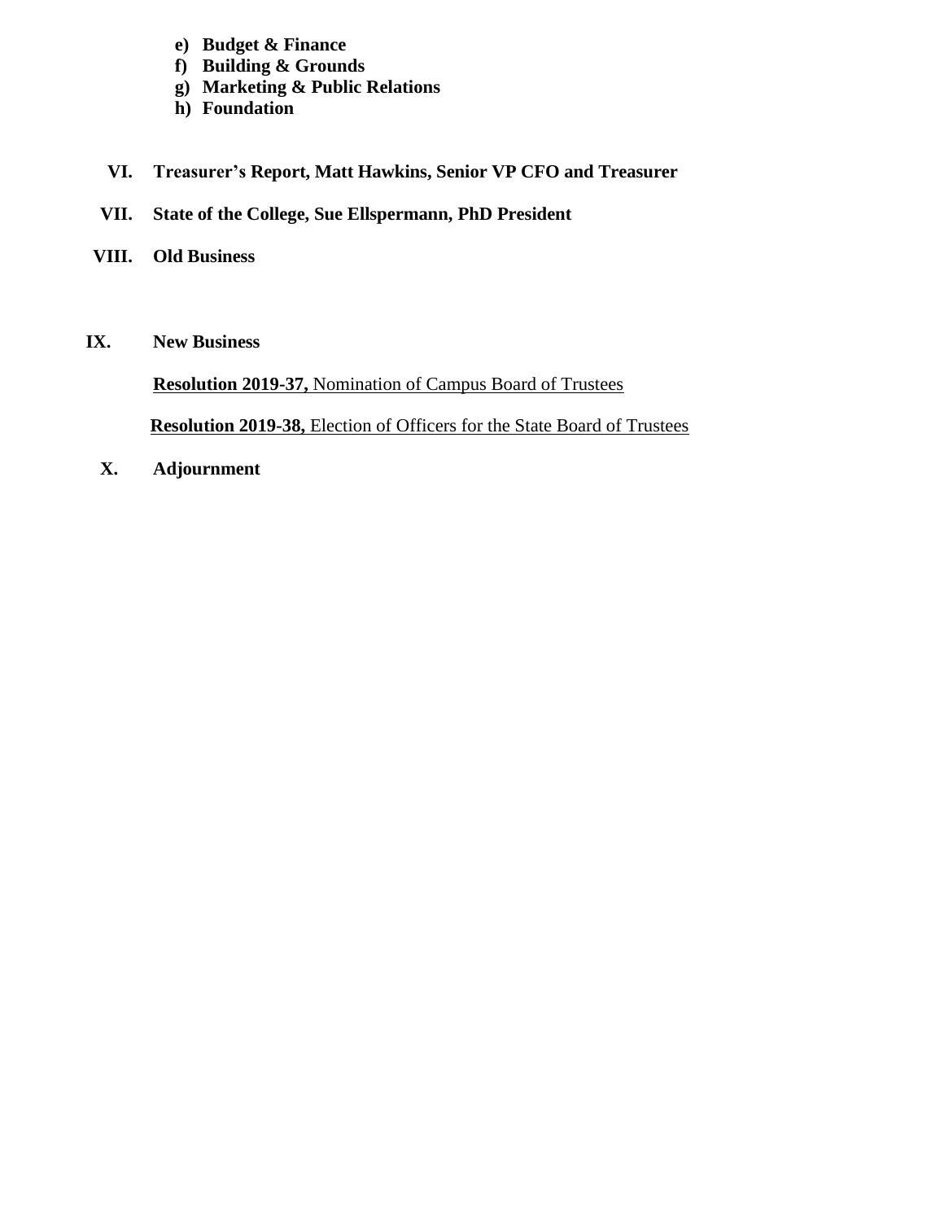e) **Budget & Finance**
f) **Building & Grounds**
g) **Marketing & Public Relations**
h) **Foundation**

VI. **Treasurer's Report, Matt Hawkins, Senior VP CFO and Treasurer**

VII. **State of the College, Sue Ellspermann, PhD President**

VIII. **Old Business**

IX. **New Business**

**Resolution 2019-37,** Nomination of Campus Board of Trustees

**Resolution 2019-38,** Election of Officers for the State Board of Trustees

X. **Adjournment**